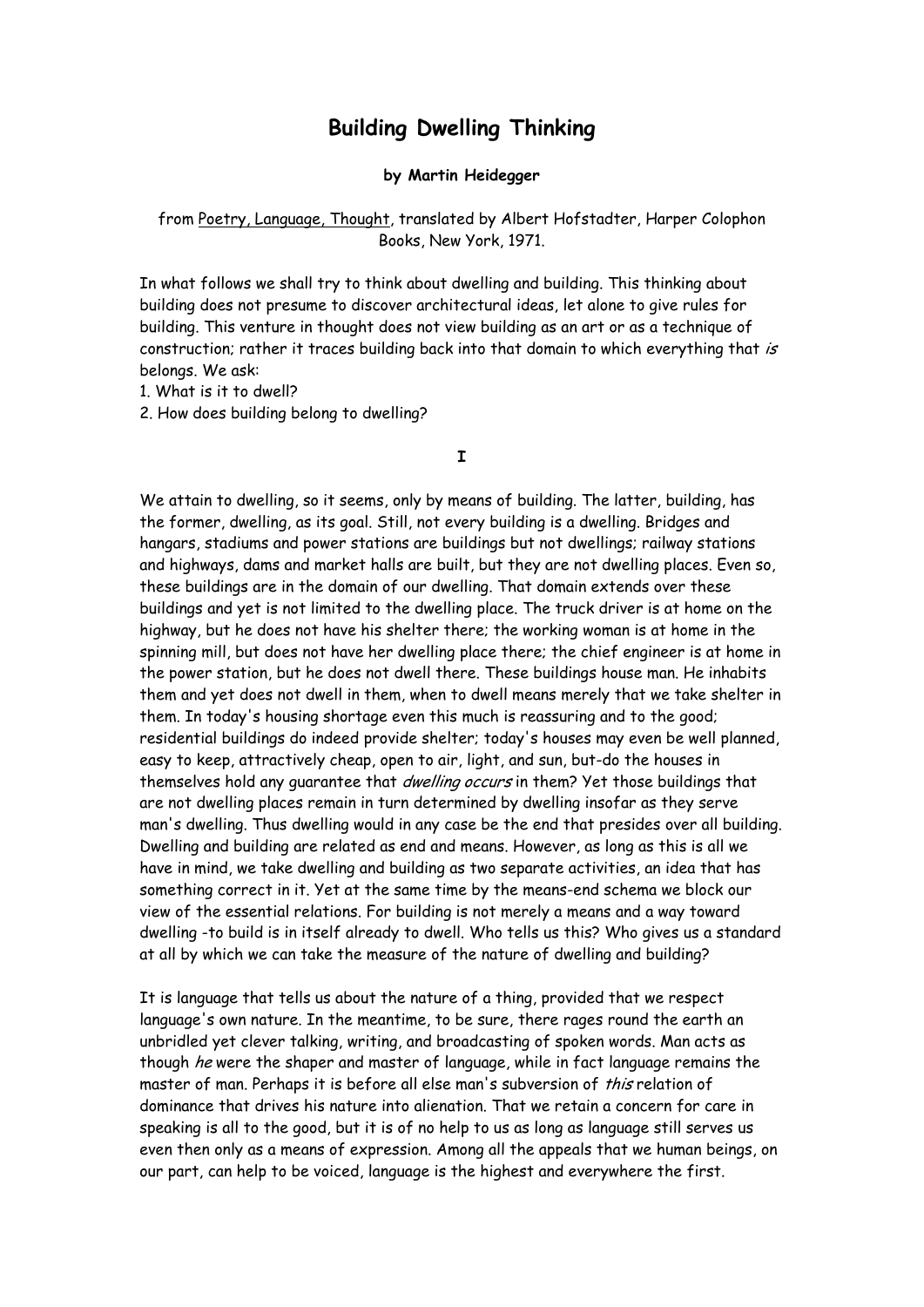# Building Dwelling Thinking

**by Martin Heidegger**

from Poetry, Language, Thought, translated by Albert Hofstadter, Harper Colophon Books, New York, 1971.

In what follows we shall try to think about dwelling and building. This thinking about building does not presume to discover architectural ideas, let alone to give rules for building. This venture in thought does not view building as an art or as a technique of construction; rather it traces building back into that domain to which everything that *is* belongs. We ask:

1. What is it to dwell?
2. How does building belong to dwelling?

## I

We attain to dwelling, so it seems, only by means of building. The latter, building, has the former, dwelling, as its goal. Still, not every building is a dwelling. Bridges and hangars, stadiums and power stations are buildings but not dwellings; railway stations and highways, dams and market halls are built, but they are not dwelling places. Even so, these buildings are in the domain of our dwelling. That domain extends over these buildings and yet is not limited to the dwelling place. The truck driver is at home on the highway, but he does not have his shelter there; the working woman is at home in the spinning mill, but does not have her dwelling place there; the chief engineer is at home in the power station, but he does not dwell there. These buildings house man. He inhabits them and yet does not dwell in them, when to dwell means merely that we take shelter in them. In today's housing shortage even this much is reassuring and to the good; residential buildings do indeed provide shelter; today's houses may even be well planned, easy to keep, attractively cheap, open to air, light, and sun, but-do the houses in themselves hold any guarantee that *dwelling occurs* in them? Yet those buildings that are not dwelling places remain in turn determined by dwelling insofar as they serve man's dwelling. Thus dwelling would in any case be the end that presides over all building. Dwelling and building are related as end and means. However, as long as this is all we have in mind, we take dwelling and building as two separate activities, an idea that has something correct in it. Yet at the same time by the means-end schema we block our view of the essential relations. For building is not merely a means and a way toward dwelling -to build is in itself already to dwell. Who tells us this? Who gives us a standard at all by which we can take the measure of the nature of dwelling and building?

It is language that tells us about the nature of a thing, provided that we respect language's own nature. In the meantime, to be sure, there rages round the earth an unbridled yet clever talking, writing, and broadcasting of spoken words. Man acts as though *he* were the shaper and master of language, while in fact language remains the master of man. Perhaps it is before all else man's subversion of *this* relation of dominance that drives his nature into alienation. That we retain a concern for care in speaking is all to the good, but it is of no help to us as long as language still serves us even then only as a means of expression. Among all the appeals that we human beings, on our part, can help to be voiced, language is the highest and everywhere the first.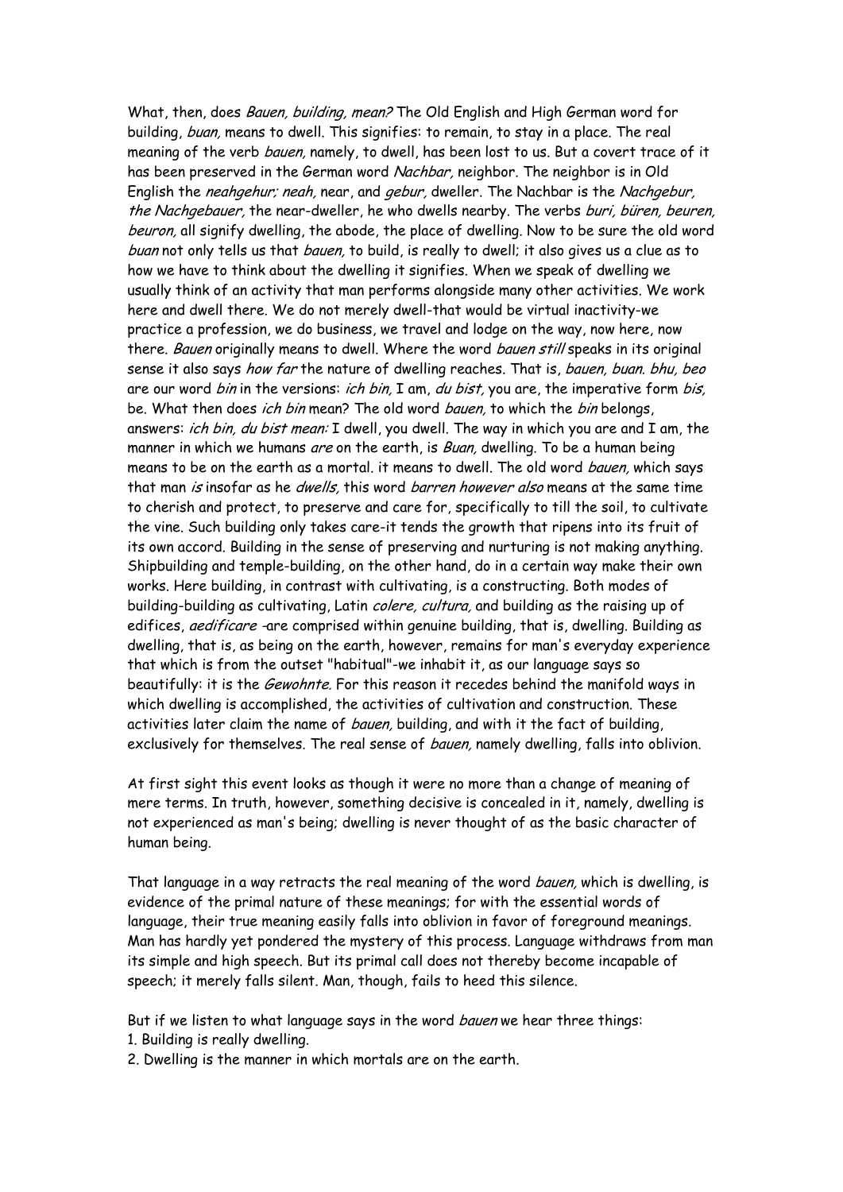What, then, does *Bauen, building, mean?* The Old English and High German word for building, *buan,* means to dwell. This signifies: to remain, to stay in a place. The real meaning of the verb *bauen,* namely, to dwell, has been lost to us. But a covert trace of it has been preserved in the German word *Nachbar,* neighbor. The neighbor is in Old English the *neahgehur; neah,* near, and *gebur,* dweller. The Nachbar is the *Nachgebur, the Nachgebauer,* the near-dweller, he who dwells nearby. The verbs *buri, büren, beuren, beuron,* all signify dwelling, the abode, the place of dwelling. Now to be sure the old word *buan* not only tells us that *bauen,* to build, is really to dwell; it also gives us a clue as to how we have to think about the dwelling it signifies. When we speak of dwelling we usually think of an activity that man performs alongside many other activities. We work here and dwell there. We do not merely dwell-that would be virtual inactivity-we practice a profession, we do business, we travel and lodge on the way, now here, now there. *Bauen* originally means to dwell. Where the word *bauen still* speaks in its original sense it also says *how far* the nature of dwelling reaches. That is, *bauen, buan. bhu, beo* are our word *bin* in the versions: *ich bin,* I am, *du bist,* you are, the imperative form *bis,* be. What then does *ich bin* mean? The old word *bauen,* to which the *bin* belongs, answers: *ich bin, du bist mean:* I dwell, you dwell. The way in which you are and I am, the manner in which we humans *are* on the earth, is *Buan,* dwelling. To be a human being means to be on the earth as a mortal. it means to dwell. The old word *bauen,* which says that man *is* insofar as he *dwells,* this word *barren however also* means at the same time to cherish and protect, to preserve and care for, specifically to till the soil, to cultivate the vine. Such building only takes care-it tends the growth that ripens into its fruit of its own accord. Building in the sense of preserving and nurturing is not making anything. Shipbuilding and temple-building, on the other hand, do in a certain way make their own works. Here building, in contrast with cultivating, is a constructing. Both modes of building-building as cultivating, Latin *colere, cultura,* and building as the raising up of edifices, *aedificare* -are comprised within genuine building, that is, dwelling. Building as dwelling, that is, as being on the earth, however, remains for man's everyday experience that which is from the outset "habitual"-we inhabit it, as our language says so beautifully: it is the *Gewohnte*. For this reason it recedes behind the manifold ways in which dwelling is accomplished, the activities of cultivation and construction. These activities later claim the name of *bauen,* building, and with it the fact of building, exclusively for themselves. The real sense of *bauen,* namely dwelling, falls into oblivion.

At first sight this event looks as though it were no more than a change of meaning of mere terms. In truth, however, something decisive is concealed in it, namely, dwelling is not experienced as man's being; dwelling is never thought of as the basic character of human being.

That language in a way retracts the real meaning of the word *bauen,* which is dwelling, is evidence of the primal nature of these meanings; for with the essential words of language, their true meaning easily falls into oblivion in favor of foreground meanings. Man has hardly yet pondered the mystery of this process. Language withdraws from man its simple and high speech. But its primal call does not thereby become incapable of speech; it merely falls silent. Man, though, fails to heed this silence.

But if we listen to what language says in the word *bauen* we hear three things:

1. Building is really dwelling.
2. Dwelling is the manner in which mortals are on the earth.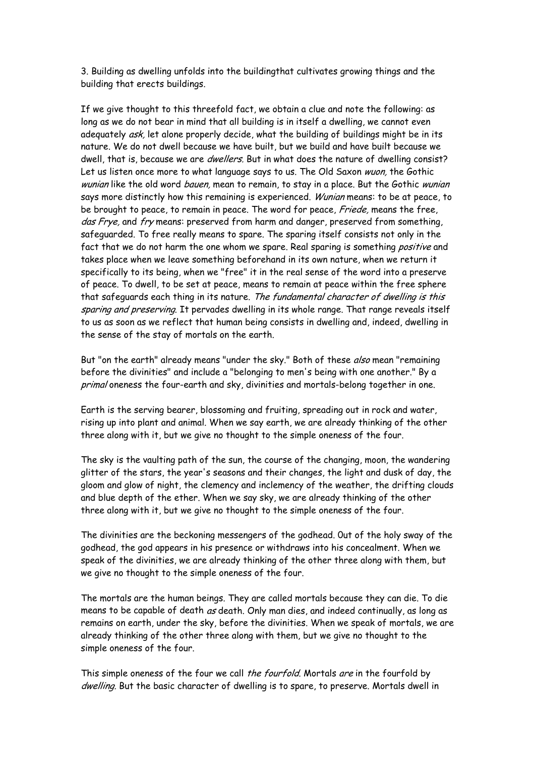3. Building as dwelling unfolds into the buildingthat cultivates growing things and the building that erects buildings.

If we give thought to this threefold fact, we obtain a clue and note the following: as long as we do not bear in mind that all building is in itself a dwelling, we cannot even adequately *ask,* let alone properly decide, what the building of buildings might be in its nature. We do not dwell because we have built, but we build and have built because we dwell, that is, because we are *dwellers*. But in what does the nature of dwelling consist? Let us listen once more to what language says to us. The Old Saxon *wuon,* the Gothic *wunian* like the old word *bauen,* mean to remain, to stay in a place. But the Gothic *wunian* says more distinctly how this remaining is experienced. *Wunian* means: to be at peace, to be brought to peace, to remain in peace. The word for peace, *Friede,* means the free, *das Frye,* and *fry* means: preserved from harm and danger, preserved from something, safeguarded. To free really means to spare. The sparing itself consists not only in the fact that we do not harm the one whom we spare. Real sparing is something *positive* and takes place when we leave something beforehand in its own nature, when we return it specifically to its being, when we "free" it in the real sense of the word into a preserve of peace. To dwell, to be set at peace, means to remain at peace within the free sphere that safeguards each thing in its nature. *The fundamental character of dwelling is this sparing and preserving*. It pervades dwelling in its whole range. That range reveals itself to us as soon as we reflect that human being consists in dwelling and, indeed, dwelling in the sense of the stay of mortals on the earth.

But "on the earth" already means "under the sky." Both of these *also* mean "remaining before the divinities" and include a "belonging to men's being with one another." By a *primal* oneness the four-earth and sky, divinities and mortals-belong together in one.

Earth is the serving bearer, blossoming and fruiting, spreading out in rock and water, rising up into plant and animal. When we say earth, we are already thinking of the other three along with it, but we give no thought to the simple oneness of the four.

The sky is the vaulting path of the sun, the course of the changing, moon, the wandering glitter of the stars, the year's seasons and their changes, the light and dusk of day, the gloom and glow of night, the clemency and inclemency of the weather, the drifting clouds and blue depth of the ether. When we say sky, we are already thinking of the other three along with it, but we give no thought to the simple oneness of the four.

The divinities are the beckoning messengers of the godhead. 0ut of the holy sway of the godhead, the god appears in his presence or withdraws into his concealment. When we speak of the divinities, we are already thinking of the other three along with them, but we give no thought to the simple oneness of the four.

The mortals are the human beings. They are called mortals because they can die. To die means to be capable of death *as* death. Only man dies, and indeed continually, as long as remains on earth, under the sky, before the divinities. When we speak of mortals, we are already thinking of the other three along with them, but we give no thought to the simple oneness of the four.

This simple oneness of the four we call *the fourfold*. Mortals *are* in the fourfold by *dwelling.* But the basic character of dwelling is to spare, to preserve. Mortals dwell in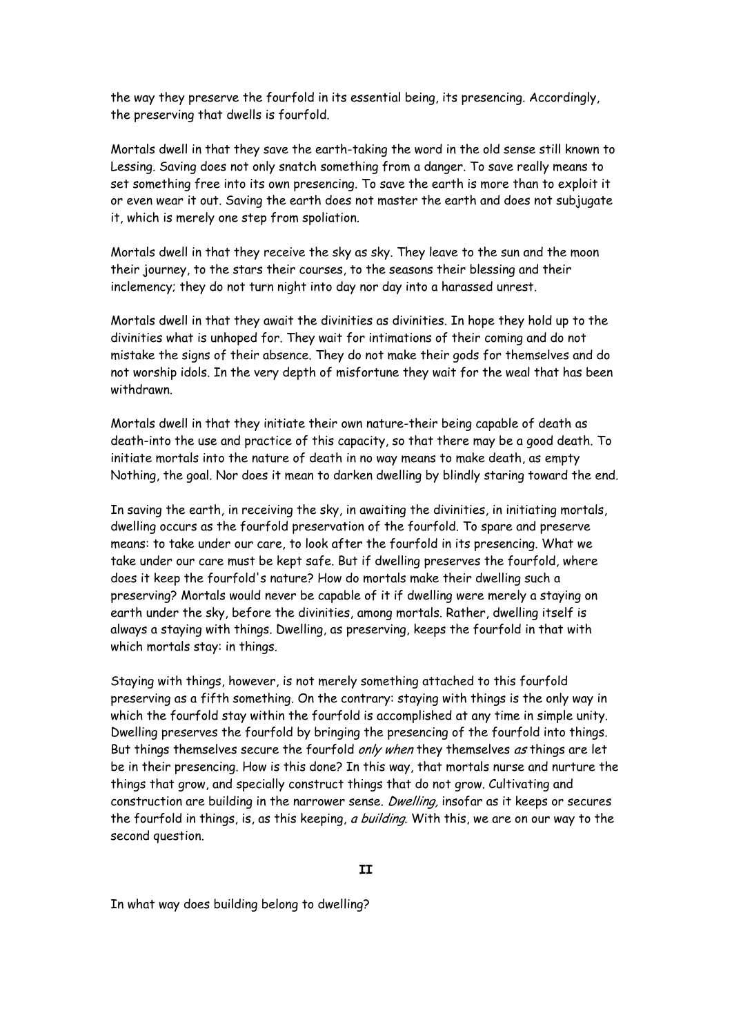the way they preserve the fourfold in its essential being, its presencing. Accordingly, the preserving that dwells is fourfold.

Mortals dwell in that they save the earth-taking the word in the old sense still known to Lessing. Saving does not only snatch something from a danger. To save really means to set something free into its own presencing. To save the earth is more than to exploit it or even wear it out. Saving the earth does not master the earth and does not subjugate it, which is merely one step from spoliation.

Mortals dwell in that they receive the sky as sky. They leave to the sun and the moon their journey, to the stars their courses, to the seasons their blessing and their inclemency; they do not turn night into day nor day into a harassed unrest.

Mortals dwell in that they await the divinities as divinities. In hope they hold up to the divinities what is unhoped for. They wait for intimations of their coming and do not mistake the signs of their absence. They do not make their gods for themselves and do not worship idols. In the very depth of misfortune they wait for the weal that has been withdrawn.

Mortals dwell in that they initiate their own nature-their being capable of death as death-into the use and practice of this capacity, so that there may be a good death. To initiate mortals into the nature of death in no way means to make death, as empty Nothing, the goal. Nor does it mean to darken dwelling by blindly staring toward the end.

In saving the earth, in receiving the sky, in awaiting the divinities, in initiating mortals, dwelling occurs as the fourfold preservation of the fourfold. To spare and preserve means: to take under our care, to look after the fourfold in its presencing. What we take under our care must be kept safe. But if dwelling preserves the fourfold, where does it keep the fourfold's nature? How do mortals make their dwelling such a preserving? Mortals would never be capable of it if dwelling were merely a staying on earth under the sky, before the divinities, among mortals. Rather, dwelling itself is always a staying with things. Dwelling, as preserving, keeps the fourfold in that with which mortals stay: in things.

Staying with things, however, is not merely something attached to this fourfold preserving as a fifth something. On the contrary: staying with things is the only way in which the fourfold stay within the fourfold is accomplished at any time in simple unity. Dwelling preserves the fourfold by bringing the presencing of the fourfold into things. But things themselves secure the fourfold *only when* they themselves *as* things are let be in their presencing. How is this done? In this way, that mortals nurse and nurture the things that grow, and specially construct things that do not grow. Cultivating and construction are building in the narrower sense. *Dwelling,* insofar as it keeps or secures the fourfold in things, is, as this keeping, *a building.* With this, we are on our way to the second question.

## II

In what way does building belong to dwelling?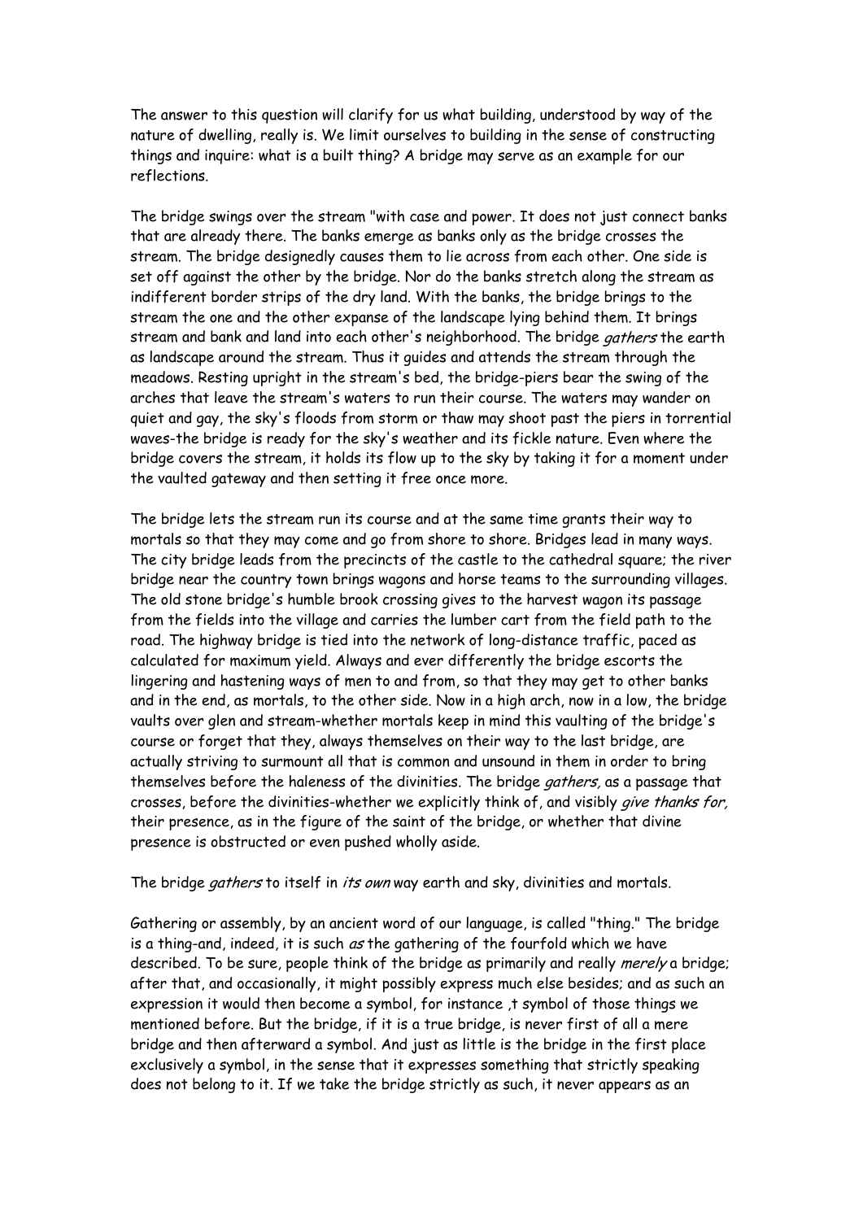The answer to this question will clarify for us what building, understood by way of the nature of dwelling, really is. We limit ourselves to building in the sense of constructing things and inquire: what is a built thing? A bridge may serve as an example for our reflections.

The bridge swings over the stream "with case and power. It does not just connect banks that are already there. The banks emerge as banks only as the bridge crosses the stream. The bridge designedly causes them to lie across from each other. One side is set off against the other by the bridge. Nor do the banks stretch along the stream as indifferent border strips of the dry land. With the banks, the bridge brings to the stream the one and the other expanse of the landscape lying behind them. It brings stream and bank and land into each other's neighborhood. The bridge *gathers* the earth as landscape around the stream. Thus it guides and attends the stream through the meadows. Resting upright in the stream's bed, the bridge-piers bear the swing of the arches that leave the stream's waters to run their course. The waters may wander on quiet and gay, the sky's floods from storm or thaw may shoot past the piers in torrential waves-the bridge is ready for the sky's weather and its fickle nature. Even where the bridge covers the stream, it holds its flow up to the sky by taking it for a moment under the vaulted gateway and then setting it free once more.

The bridge lets the stream run its course and at the same time grants their way to mortals so that they may come and go from shore to shore. Bridges lead in many ways. The city bridge leads from the precincts of the castle to the cathedral square; the river bridge near the country town brings wagons and horse teams to the surrounding villages. The old stone bridge's humble brook crossing gives to the harvest wagon its passage from the fields into the village and carries the lumber cart from the field path to the road. The highway bridge is tied into the network of long-distance traffic, paced as calculated for maximum yield. Always and ever differently the bridge escorts the lingering and hastening ways of men to and from, so that they may get to other banks and in the end, as mortals, to the other side. Now in a high arch, now in a low, the bridge vaults over glen and stream-whether mortals keep in mind this vaulting of the bridge's course or forget that they, always themselves on their way to the last bridge, are actually striving to surmount all that is common and unsound in them in order to bring themselves before the haleness of the divinities. The bridge *gathers,* as a passage that crosses, before the divinities-whether we explicitly think of, and visibly *give thanks for,* their presence, as in the figure of the saint of the bridge, or whether that divine presence is obstructed or even pushed wholly aside.

The bridge *gathers* to itself in *its own* way earth and sky, divinities and mortals.

Gathering or assembly, by an ancient word of our language, is called "thing." The bridge is a thing-and, indeed, it is such *as* the gathering of the fourfold which we have described. To be sure, people think of the bridge as primarily and really *merely* a bridge; after that, and occasionally, it might possibly express much else besides; and as such an expression it would then become a symbol, for instance ,t symbol of those things we mentioned before. But the bridge, if it is a true bridge, is never first of all a mere bridge and then afterward a symbol. And just as little is the bridge in the first place exclusively a symbol, in the sense that it expresses something that strictly speaking does not belong to it. If we take the bridge strictly as such, it never appears as an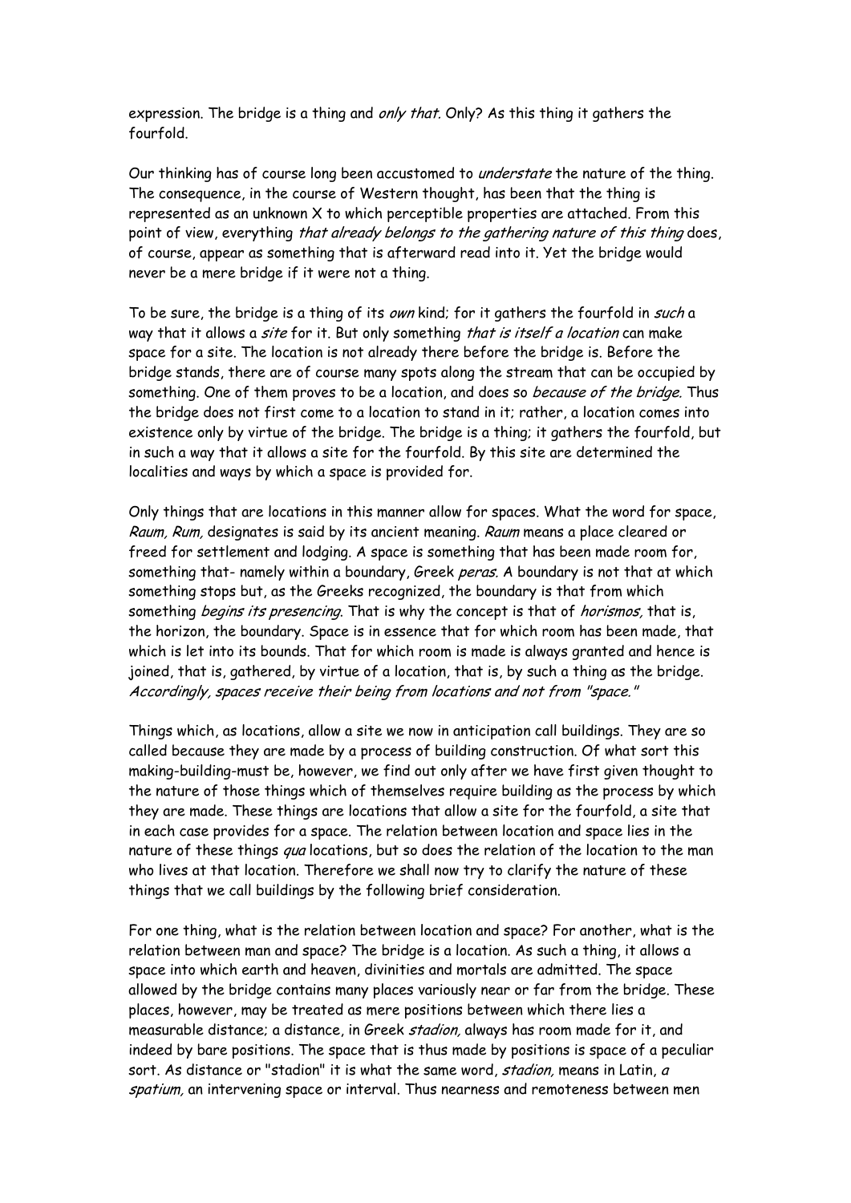expression. The bridge is a thing and *only that.* Only? As this thing it gathers the fourfold.

Our thinking has of course long been accustomed to *understate* the nature of the thing. The consequence, in the course of Western thought, has been that the thing is represented as an unknown X to which perceptible properties are attached. From this point of view, everything *that already belongs to the gathering nature of this thing* does, of course, appear as something that is afterward read into it. Yet the bridge would never be a mere bridge if it were not a thing.

To be sure, the bridge is a thing of its *own* kind; for it gathers the fourfold in *such* a way that it allows a *site* for it. But only something *that is itself a location* can make space for a site. The location is not already there before the bridge is. Before the bridge stands, there are of course many spots along the stream that can be occupied by something. One of them proves to be a location, and does so *because of the bridge.* Thus the bridge does not first come to a location to stand in it; rather, a location comes into existence only by virtue of the bridge. The bridge is a thing; it gathers the fourfold, but in such a way that it allows a site for the fourfold. By this site are determined the localities and ways by which a space is provided for.

Only things that are locations in this manner allow for spaces. What the word for space, *Raum, Rum,* designates is said by its ancient meaning. *Raum* means a place cleared or freed for settlement and lodging. A space is something that has been made room for, something that- namely within a boundary, Greek *peras.* A boundary is not that at which something stops but, as the Greeks recognized, the boundary is that from which something *begins its presencing.* That is why the concept is that of *horismos,* that is, the horizon, the boundary. Space is in essence that for which room has been made, that which is let into its bounds. That for which room is made is always granted and hence is joined, that is, gathered, by virtue of a location, that is, by such a thing as the bridge. *Accordingly, spaces receive their being from locations and not from "space."*

Things which, as locations, allow a site we now in anticipation call buildings. They are so called because they are made by a process of building construction. Of what sort this making-building-must be, however, we find out only after we have first given thought to the nature of those things which of themselves require building as the process by which they are made. These things are locations that allow a site for the fourfold, a site that in each case provides for a space. The relation between location and space lies in the nature of these things *qua* locations, but so does the relation of the location to the man who lives at that location. Therefore we shall now try to clarify the nature of these things that we call buildings by the following brief consideration.

For one thing, what is the relation between location and space? For another, what is the relation between man and space? The bridge is a location. As such a thing, it allows a space into which earth and heaven, divinities and mortals are admitted. The space allowed by the bridge contains many places variously near or far from the bridge. These places, however, may be treated as mere positions between which there lies a measurable distance; a distance, in Greek *stadion,* always has room made for it, and indeed by bare positions. The space that is thus made by positions is space of a peculiar sort. As distance or "stadion" it is what the same word, *stadion,* means in Latin, *a spatium,* an intervening space or interval. Thus nearness and remoteness between men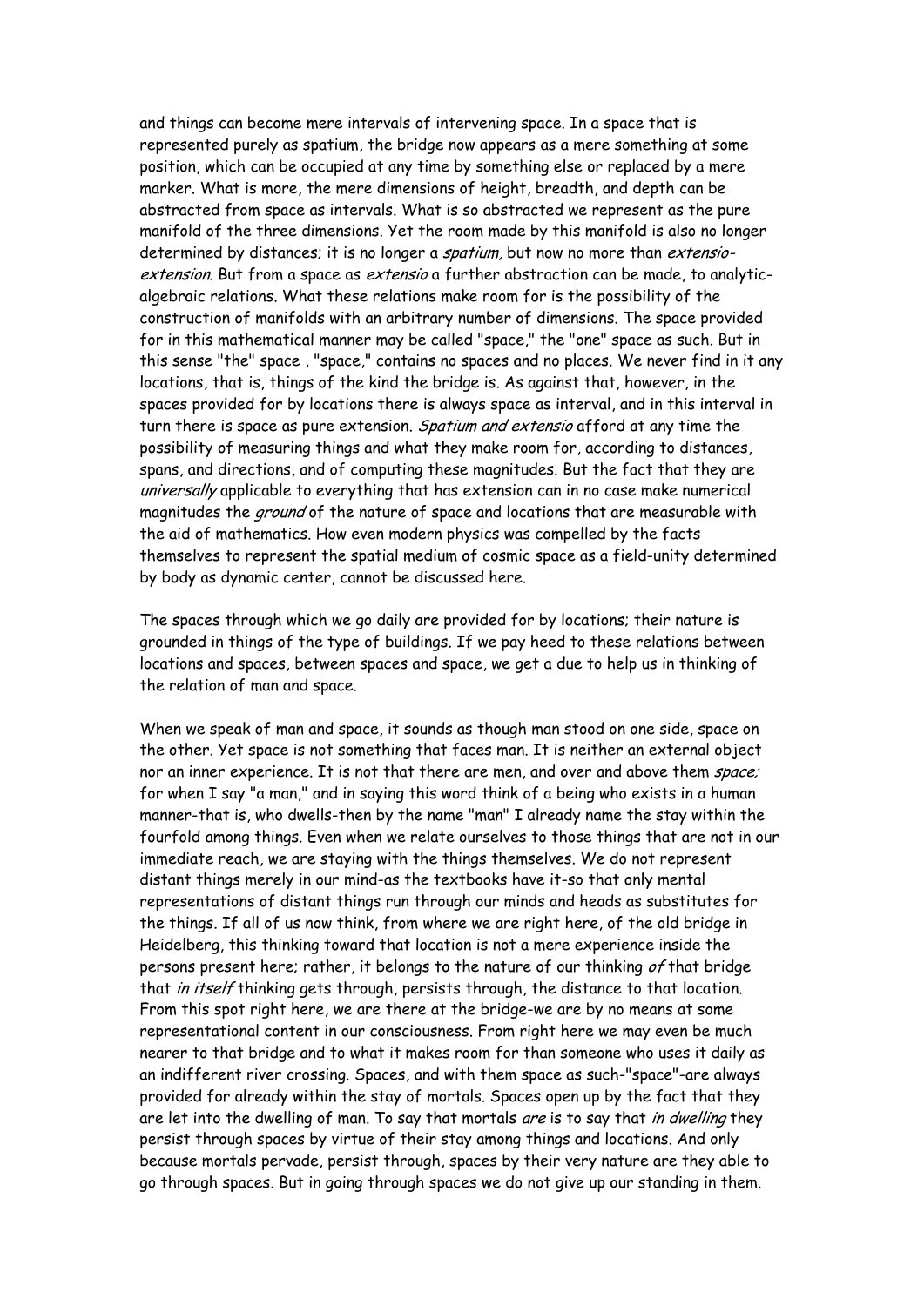and things can become mere intervals of intervening space. In a space that is represented purely as spatium, the bridge now appears as a mere something at some position, which can be occupied at any time by something else or replaced by a mere marker. What is more, the mere dimensions of height, breadth, and depth can be abstracted from space as intervals. What is so abstracted we represent as the pure manifold of the three dimensions. Yet the room made by this manifold is also no longer determined by distances; it is no longer a *spatium,* but now no more than *extensio-extension*. But from a space as *extensio* a further abstraction can be made, to analytic-algebraic relations. What these relations make room for is the possibility of the construction of manifolds with an arbitrary number of dimensions. The space provided for in this mathematical manner may be called "space," the "one" space as such. But in this sense "the" space , "space," contains no spaces and no places. We never find in it any locations, that is, things of the kind the bridge is. As against that, however, in the spaces provided for by locations there is always space as interval, and in this interval in turn there is space as pure extension. *Spatium and extensio* afford at any time the possibility of measuring things and what they make room for, according to distances, spans, and directions, and of computing these magnitudes. But the fact that they are *universally* applicable to everything that has extension can in no case make numerical magnitudes the *ground* of the nature of space and locations that are measurable with the aid of mathematics. How even modern physics was compelled by the facts themselves to represent the spatial medium of cosmic space as a field-unity determined by body as dynamic center, cannot be discussed here.

The spaces through which we go daily are provided for by locations; their nature is grounded in things of the type of buildings. If we pay heed to these relations between locations and spaces, between spaces and space, we get a due to help us in thinking of the relation of man and space.

When we speak of man and space, it sounds as though man stood on one side, space on the other. Yet space is not something that faces man. It is neither an external object nor an inner experience. It is not that there are men, and over and above them *space;* for when I say "a man," and in saying this word think of a being who exists in a human manner-that is, who dwells-then by the name "man" I already name the stay within the fourfold among things. Even when we relate ourselves to those things that are not in our immediate reach, we are staying with the things themselves. We do not represent distant things merely in our mind-as the textbooks have it-so that only mental representations of distant things run through our minds and heads as substitutes for the things. If all of us now think, from where we are right here, of the old bridge in Heidelberg, this thinking toward that location is not a mere experience inside the persons present here; rather, it belongs to the nature of our thinking *of* that bridge that *in itself* thinking gets through, persists through, the distance to that location. From this spot right here, we are there at the bridge-we are by no means at some representational content in our consciousness. From right here we may even be much nearer to that bridge and to what it makes room for than someone who uses it daily as an indifferent river crossing. Spaces, and with them space as such-"space"-are always provided for already within the stay of mortals. Spaces open up by the fact that they are let into the dwelling of man. To say that mortals *are* is to say that *in dwelling* they persist through spaces by virtue of their stay among things and locations. And only because mortals pervade, persist through, spaces by their very nature are they able to go through spaces. But in going through spaces we do not give up our standing in them.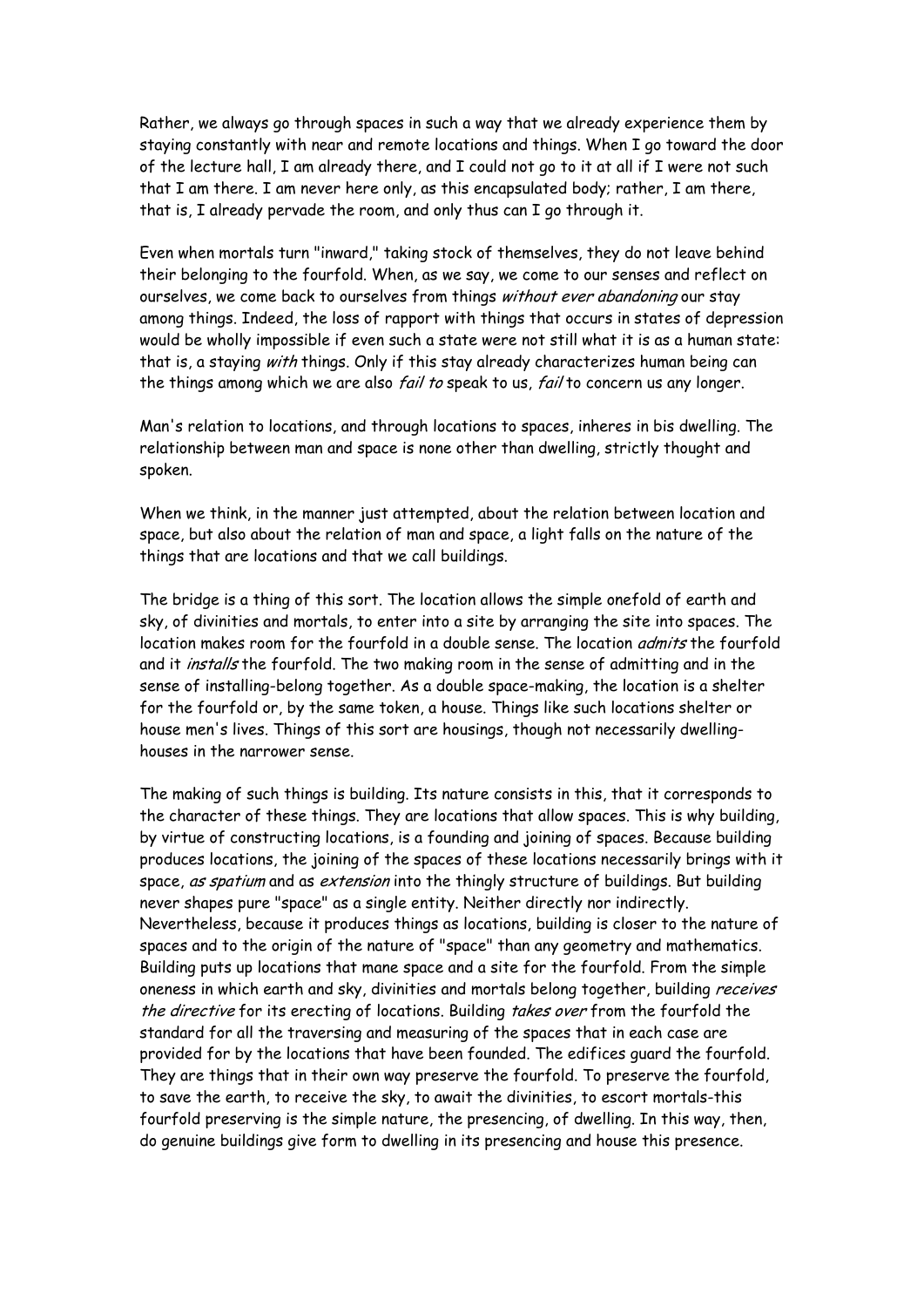Rather, we always go through spaces in such a way that we already experience them by staying constantly with near and remote locations and things. When I go toward the door of the lecture hall, I am already there, and I could not go to it at all if I were not such that I am there. I am never here only, as this encapsulated body; rather, I am there, that is, I already pervade the room, and only thus can I go through it.

Even when mortals turn "inward," taking stock of themselves, they do not leave behind their belonging to the fourfold. When, as we say, we come to our senses and reflect on ourselves, we come back to ourselves from things *without ever abandoning* our stay among things. Indeed, the loss of rapport with things that occurs in states of depression would be wholly impossible if even such a state were not still what it is as a human state: that is, a staying *with* things. Only if this stay already characterizes human being can the things among which we are also *fail to* speak to us, *fail* to concern us any longer.

Man's relation to locations, and through locations to spaces, inheres in bis dwelling. The relationship between man and space is none other than dwelling, strictly thought and spoken.

When we think, in the manner just attempted, about the relation between location and space, but also about the relation of man and space, a light falls on the nature of the things that are locations and that we call buildings.

The bridge is a thing of this sort. The location allows the simple onefold of earth and sky, of divinities and mortals, to enter into a site by arranging the site into spaces. The location makes room for the fourfold in a double sense. The location *admits* the fourfold and it *installs* the fourfold. The two making room in the sense of admitting and in the sense of installing-belong together. As a double space-making, the location is a shelter for the fourfold or, by the same token, a house. Things like such locations shelter or house men's lives. Things of this sort are housings, though not necessarily dwelling-houses in the narrower sense.

The making of such things is building. Its nature consists in this, that it corresponds to the character of these things. They are locations that allow spaces. This is why building, by virtue of constructing locations, is a founding and joining of spaces. Because building produces locations, the joining of the spaces of these locations necessarily brings with it space, *as spatium* and as *extension* into the thingly structure of buildings. But building never shapes pure "space" as a single entity. Neither directly nor indirectly. Nevertheless, because it produces things as locations, building is closer to the nature of spaces and to the origin of the nature of "space" than any geometry and mathematics. Building puts up locations that mane space and a site for the fourfold. From the simple oneness in which earth and sky, divinities and mortals belong together, building *receives the directive* for its erecting of locations. Building *takes over* from the fourfold the standard for all the traversing and measuring of the spaces that in each case are provided for by the locations that have been founded. The edifices guard the fourfold. They are things that in their own way preserve the fourfold. To preserve the fourfold, to save the earth, to receive the sky, to await the divinities, to escort mortals-this fourfold preserving is the simple nature, the presencing, of dwelling. In this way, then, do genuine buildings give form to dwelling in its presencing and house this presence.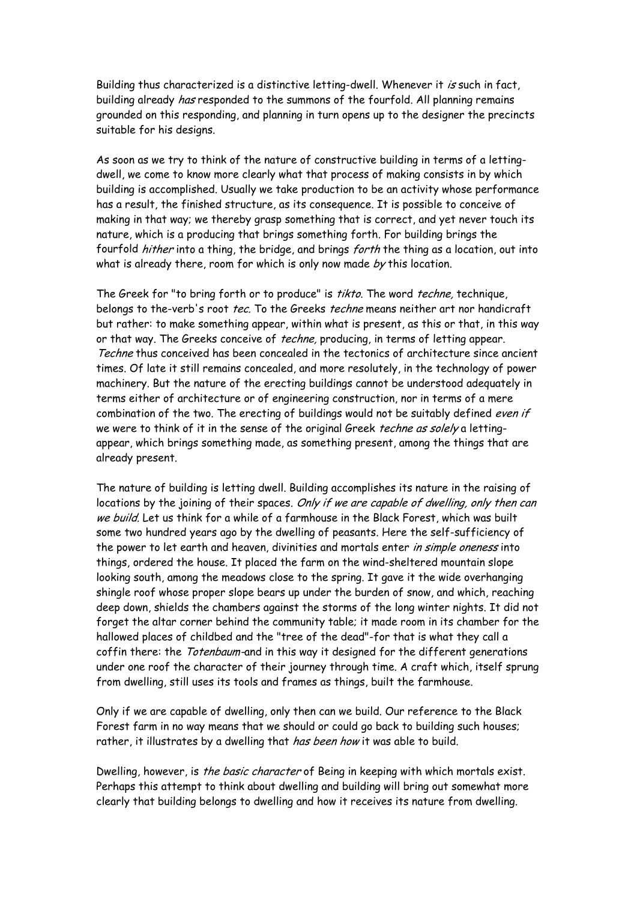Building thus characterized is a distinctive letting-dwell. Whenever it *is* such in fact, building already *has* responded to the summons of the fourfold. All planning remains grounded on this responding, and planning in turn opens up to the designer the precincts suitable for his designs.

As soon as we try to think of the nature of constructive building in terms of a letting-dwell, we come to know more clearly what that process of making consists in by which building is accomplished. Usually we take production to be an activity whose performance has a result, the finished structure, as its consequence. It is possible to conceive of making in that way; we thereby grasp something that is correct, and yet never touch its nature, which is a producing that brings something forth. For building brings the fourfold *hither* into a thing, the bridge, and brings *forth* the thing as a location, out into what is already there, room for which is only now made *by* this location.

The Greek for "to bring forth or to produce" is *tikto*. The word *techne,* technique, belongs to the-verb's root *tec*. To the Greeks *techne* means neither art nor handicraft but rather: to make something appear, within what is present, as this or that, in this way or that way. The Greeks conceive of *techne,* producing, in terms of letting appear. *Techne* thus conceived has been concealed in the tectonics of architecture since ancient times. Of late it still remains concealed, and more resolutely, in the technology of power machinery. But the nature of the erecting buildings cannot be understood adequately in terms either of architecture or of engineering construction, nor in terms of a mere combination of the two. The erecting of buildings would not be suitably defined *even if* we were to think of it in the sense of the original Greek *techne as solely* a letting-appear, which brings something made, as something present, among the things that are already present.

The nature of building is letting dwell. Building accomplishes its nature in the raising of locations by the joining of their spaces. *Only if we are capable of dwelling, only then can we build.* Let us think for a while of a farmhouse in the Black Forest, which was built some two hundred years ago by the dwelling of peasants. Here the self-sufficiency of the power to let earth and heaven, divinities and mortals enter *in simple oneness* into things, ordered the house. It placed the farm on the wind-sheltered mountain slope looking south, among the meadows close to the spring. It gave it the wide overhanging shingle roof whose proper slope bears up under the burden of snow, and which, reaching deep down, shields the chambers against the storms of the long winter nights. It did not forget the altar corner behind the community table; it made room in its chamber for the hallowed places of childbed and the "tree of the dead"-for that is what they call a coffin there: the *Totenbaum*-and in this way it designed for the different generations under one roof the character of their journey through time. A craft which, itself sprung from dwelling, still uses its tools and frames as things, built the farmhouse.

Only if we are capable of dwelling, only then can we build. Our reference to the Black Forest farm in no way means that we should or could go back to building such houses; rather, it illustrates by a dwelling that *has been how* it was able to build.

Dwelling, however, is *the basic character* of Being in keeping with which mortals exist. Perhaps this attempt to think about dwelling and building will bring out somewhat more clearly that building belongs to dwelling and how it receives its nature from dwelling.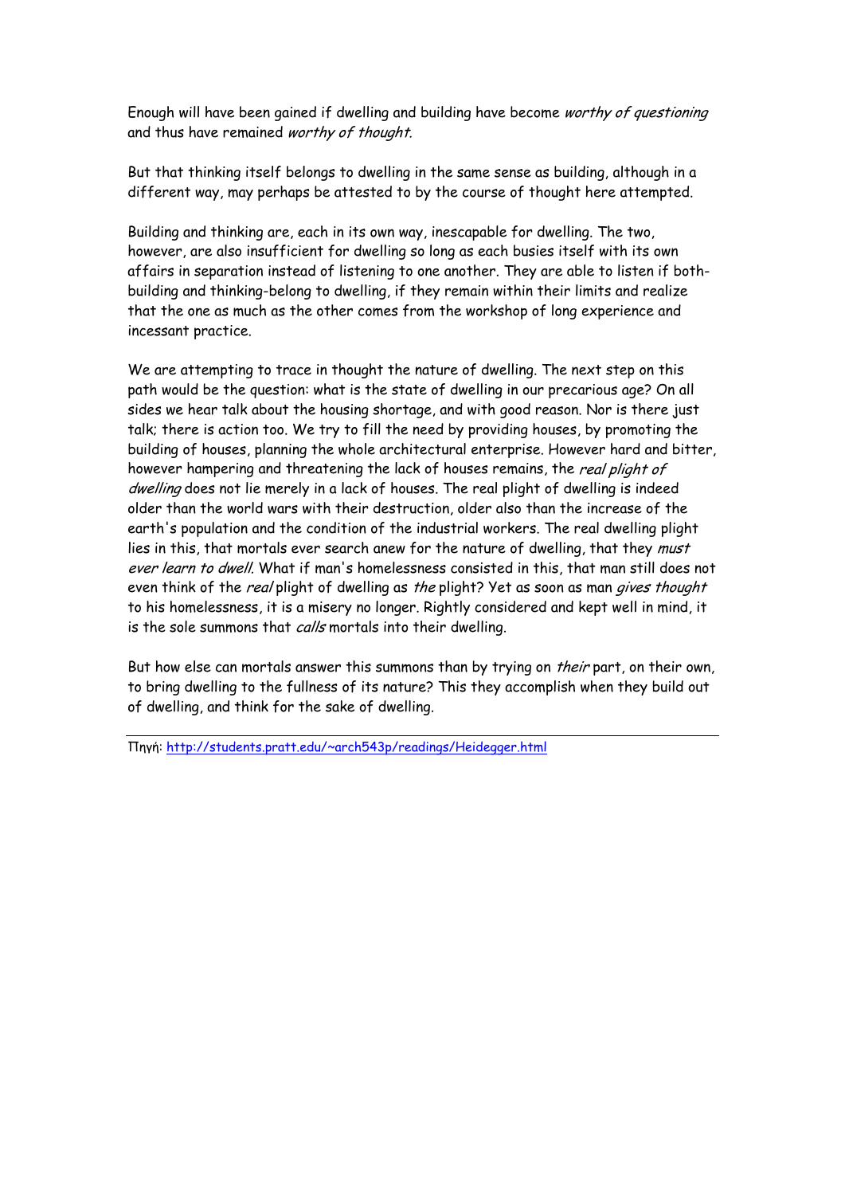Enough will have been gained if dwelling and building have become *worthy of questioning* and thus have remained *worthy of thought.*

But that thinking itself belongs to dwelling in the same sense as building, although in a different way, may perhaps be attested to by the course of thought here attempted.

Building and thinking are, each in its own way, inescapable for dwelling. The two, however, are also insufficient for dwelling so long as each busies itself with its own affairs in separation instead of listening to one another. They are able to listen if both-building and thinking-belong to dwelling, if they remain within their limits and realize that the one as much as the other comes from the workshop of long experience and incessant practice.

We are attempting to trace in thought the nature of dwelling. The next step on this path would be the question: what is the state of dwelling in our precarious age? On all sides we hear talk about the housing shortage, and with good reason. Nor is there just talk; there is action too. We try to fill the need by providing houses, by promoting the building of houses, planning the whole architectural enterprise. However hard and bitter, however hampering and threatening the lack of houses remains, the *real plight of dwelling* does not lie merely in a lack of houses. The real plight of dwelling is indeed older than the world wars with their destruction, older also than the increase of the earth's population and the condition of the industrial workers. The real dwelling plight lies in this, that mortals ever search anew for the nature of dwelling, that they *must ever learn to dwell.* What if man's homelessness consisted in this, that man still does not even think of the *real* plight of dwelling as *the* plight? Yet as soon as man *gives thought* to his homelessness, it is a misery no longer. Rightly considered and kept well in mind, it is the sole summons that *calls* mortals into their dwelling.

But how else can mortals answer this summons than by trying on *their* part, on their own, to bring dwelling to the fullness of its nature? This they accomplish when they build out of dwelling, and think for the sake of dwelling.

---

Πηγή: http://students.pratt.edu/~arch543p/readings/Heidegger.html